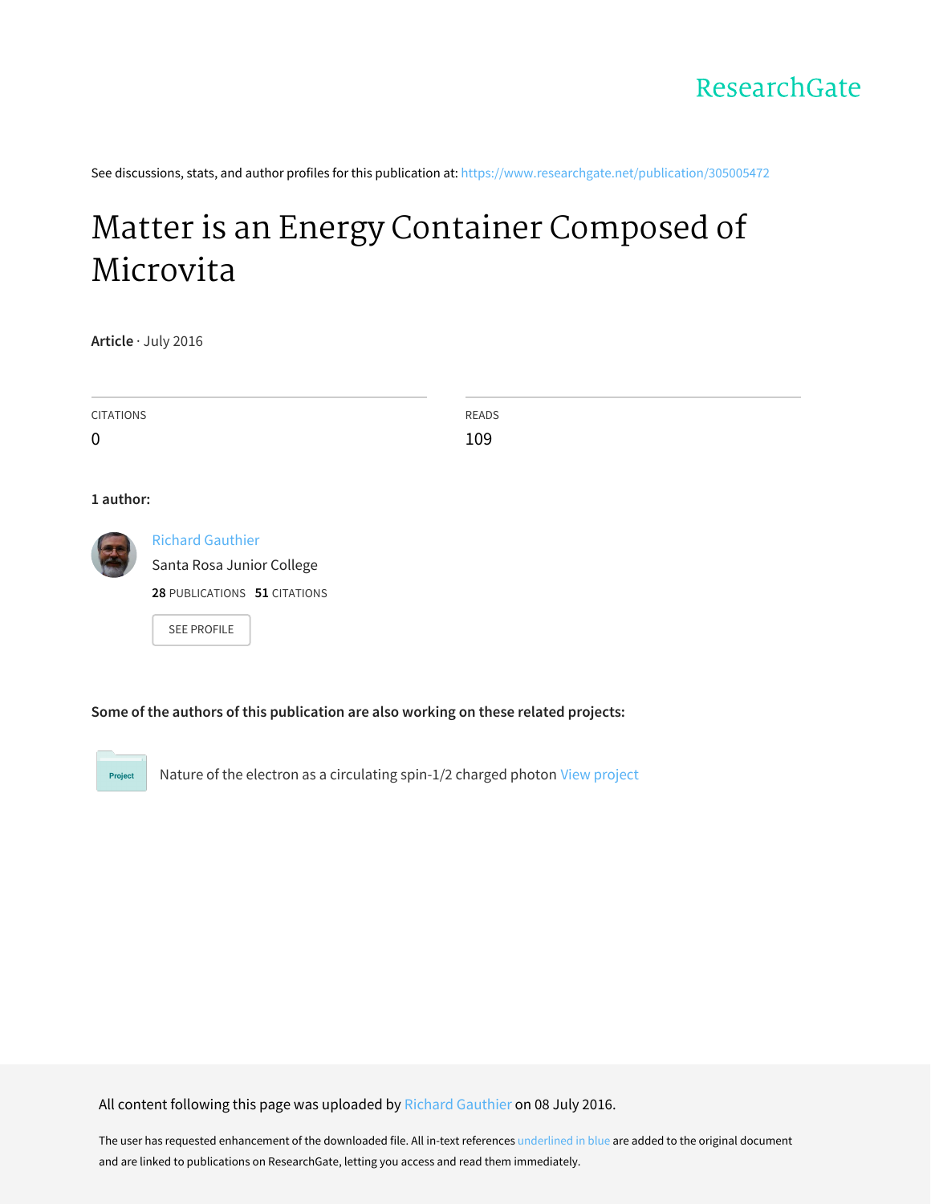ResearchGate

See discussions, stats, and author profiles for this publication at: https://www.researchgate.net/publication/305005472

# Matter is an Energy Container Composed of Microvita

**Article** · July 2016

| CITATIONS | READS |
| --- | --- |
| 0 | 109 |

**1 author:**

Richard Gauthier
Santa Rosa Junior College
**28** PUBLICATIONS **51** CITATIONS

SEE PROFILE

**Some of the authors of this publication are also working on these related projects:**

Project: Nature of the electron as a circulating spin-1/2 charged photon View project

All content following this page was uploaded by Richard Gauthier on 08 July 2016.

The user has requested enhancement of the downloaded file. All in-text references underlined in blue are added to the original document and are linked to publications on ResearchGate, letting you access and read them immediately.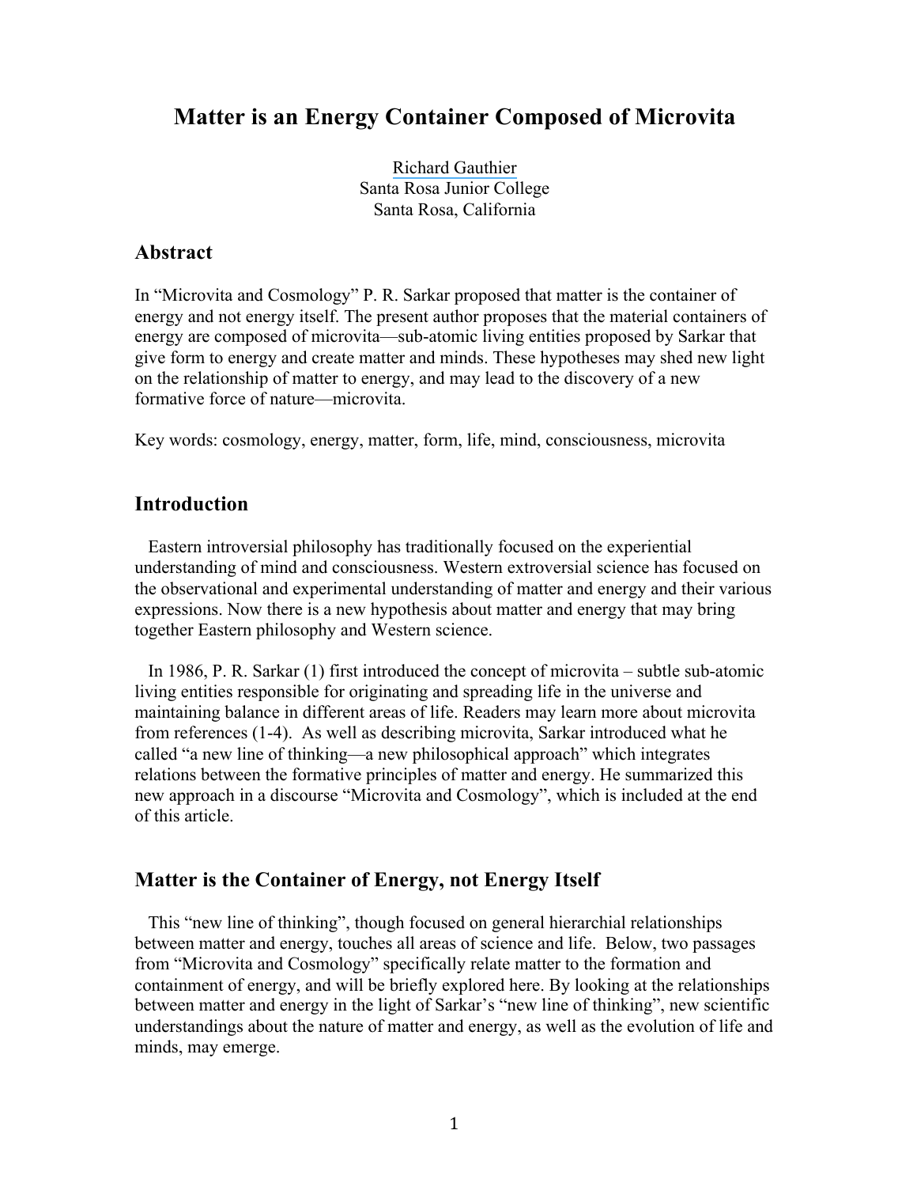# Matter is an Energy Container Composed of Microvita

Richard Gauthier
Santa Rosa Junior College
Santa Rosa, California

## Abstract

In "Microvita and Cosmology" P. R. Sarkar proposed that matter is the container of energy and not energy itself. The present author proposes that the material containers of energy are composed of microvita—sub-atomic living entities proposed by Sarkar that give form to energy and create matter and minds. These hypotheses may shed new light on the relationship of matter to energy, and may lead to the discovery of a new formative force of nature—microvita.

Key words: cosmology, energy, matter, form, life, mind, consciousness, microvita

## Introduction

Eastern introversial philosophy has traditionally focused on the experiential understanding of mind and consciousness. Western extroversial science has focused on the observational and experimental understanding of matter and energy and their various expressions. Now there is a new hypothesis about matter and energy that may bring together Eastern philosophy and Western science.

In 1986, P. R. Sarkar (1) first introduced the concept of microvita – subtle sub-atomic living entities responsible for originating and spreading life in the universe and maintaining balance in different areas of life. Readers may learn more about microvita from references (1-4). As well as describing microvita, Sarkar introduced what he called "a new line of thinking—a new philosophical approach" which integrates relations between the formative principles of matter and energy. He summarized this new approach in a discourse "Microvita and Cosmology", which is included at the end of this article.

## Matter is the Container of Energy, not Energy Itself

This "new line of thinking", though focused on general hierarchial relationships between matter and energy, touches all areas of science and life. Below, two passages from "Microvita and Cosmology" specifically relate matter to the formation and containment of energy, and will be briefly explored here. By looking at the relationships between matter and energy in the light of Sarkar's "new line of thinking", new scientific understandings about the nature of matter and energy, as well as the evolution of life and minds, may emerge.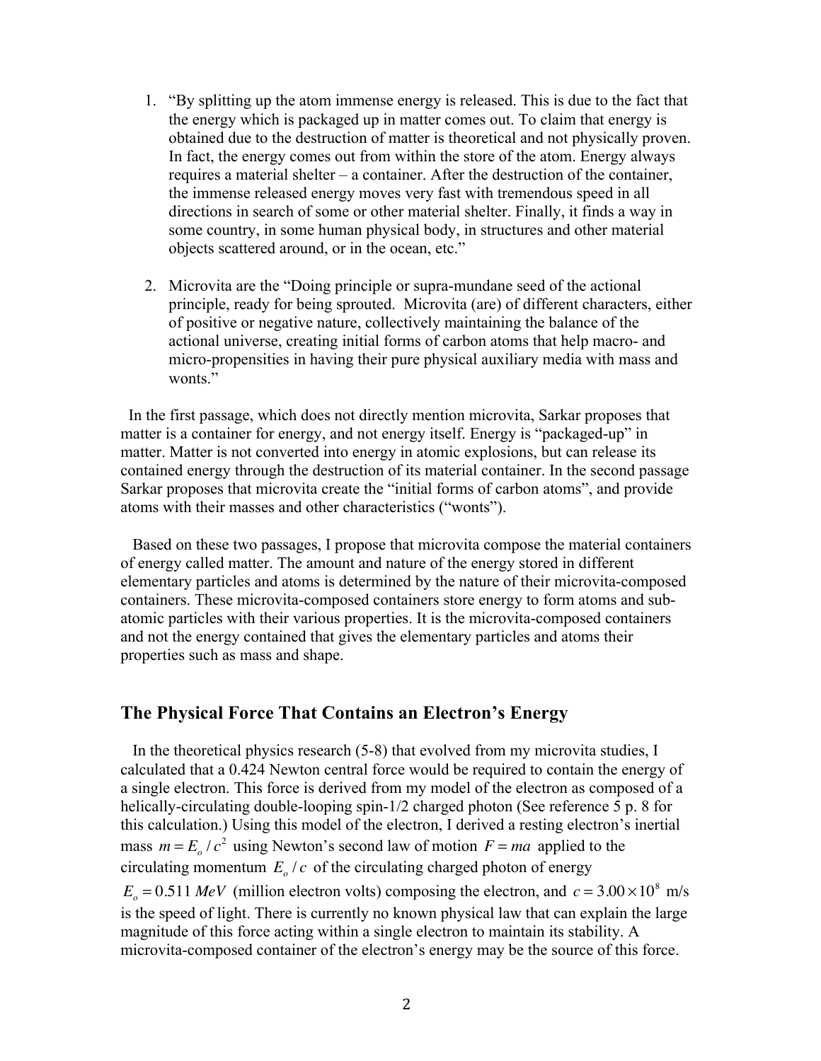1. "By splitting up the atom immense energy is released. This is due to the fact that the energy which is packaged up in matter comes out. To claim that energy is obtained due to the destruction of matter is theoretical and not physically proven. In fact, the energy comes out from within the store of the atom. Energy always requires a material shelter – a container. After the destruction of the container, the immense released energy moves very fast with tremendous speed in all directions in search of some or other material shelter. Finally, it finds a way in some country, in some human physical body, in structures and other material objects scattered around, or in the ocean, etc."

2. Microvita are the "Doing principle or supra-mundane seed of the actional principle, ready for being sprouted. Microvita (are) of different characters, either of positive or negative nature, collectively maintaining the balance of the actional universe, creating initial forms of carbon atoms that help macro- and micro-propensities in having their pure physical auxiliary media with mass and wonts."

In the first passage, which does not directly mention microvita, Sarkar proposes that matter is a container for energy, and not energy itself. Energy is "packaged-up" in matter. Matter is not converted into energy in atomic explosions, but can release its contained energy through the destruction of its material container. In the second passage Sarkar proposes that microvita create the "initial forms of carbon atoms", and provide atoms with their masses and other characteristics ("wonts").

Based on these two passages, I propose that microvita compose the material containers of energy called matter. The amount and nature of the energy stored in different elementary particles and atoms is determined by the nature of their microvita-composed containers. These microvita-composed containers store energy to form atoms and sub-atomic particles with their various properties. It is the microvita-composed containers and not the energy contained that gives the elementary particles and atoms their properties such as mass and shape.

## The Physical Force That Contains an Electron's Energy

In the theoretical physics research (5-8) that evolved from my microvita studies, I calculated that a 0.424 Newton central force would be required to contain the energy of a single electron. This force is derived from my model of the electron as composed of a helically-circulating double-looping spin-1/2 charged photon (See reference 5 p. 8 for this calculation.) Using this model of the electron, I derived a resting electron's inertial mass $m = E_o / c^2$ using Newton's second law of motion $F = ma$ applied to the circulating momentum $E_o / c$ of the circulating charged photon of energy $E_o = 0.511\ MeV$ (million electron volts) composing the electron, and $c = 3.00 \times 10^8$ m/s is the speed of light. There is currently no known physical law that can explain the large magnitude of this force acting within a single electron to maintain its stability. A microvita-composed container of the electron's energy may be the source of this force.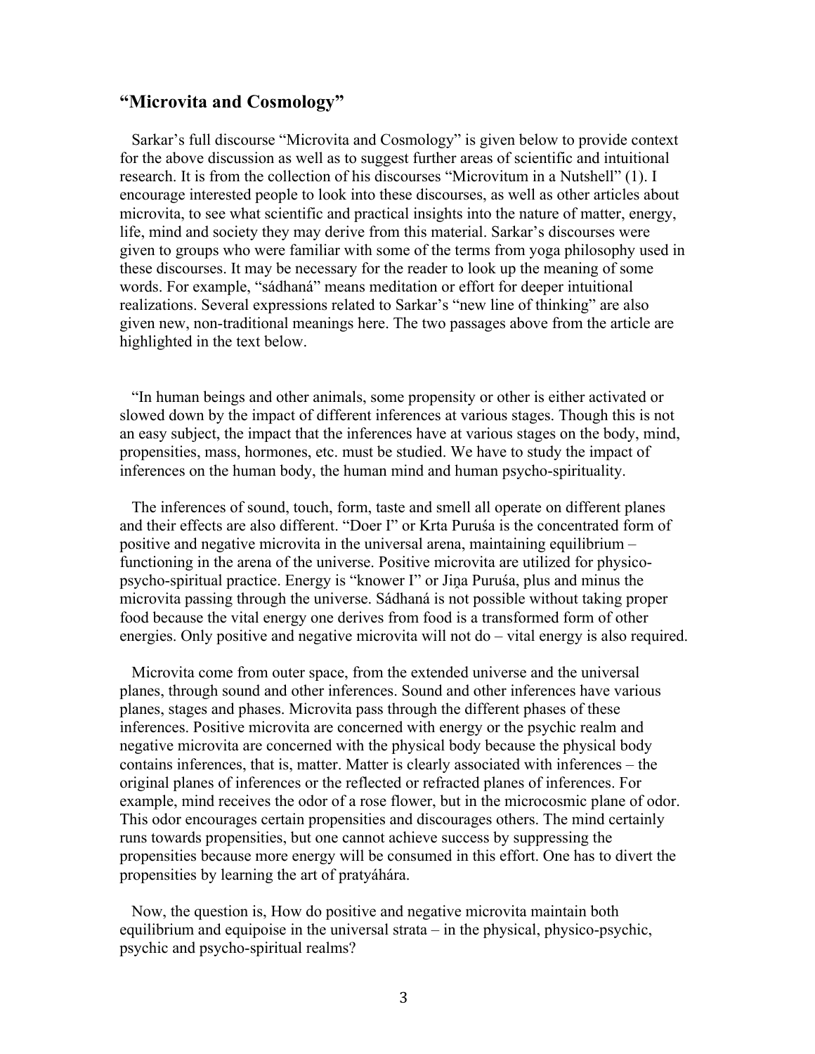## “Microvita and Cosmology”

Sarkar’s full discourse “Microvita and Cosmology” is given below to provide context for the above discussion as well as to suggest further areas of scientific and intuitional research. It is from the collection of his discourses “Microvitum in a Nutshell” (1). I encourage interested people to look into these discourses, as well as other articles about microvita, to see what scientific and practical insights into the nature of matter, energy, life, mind and society they may derive from this material. Sarkar’s discourses were given to groups who were familiar with some of the terms from yoga philosophy used in these discourses. It may be necessary for the reader to look up the meaning of some words. For example, “sádhaná” means meditation or effort for deeper intuitional realizations. Several expressions related to Sarkar’s “new line of thinking” are also given new, non-traditional meanings here. The two passages above from the article are highlighted in the text below.

“In human beings and other animals, some propensity or other is either activated or slowed down by the impact of different inferences at various stages. Though this is not an easy subject, the impact that the inferences have at various stages on the body, mind, propensities, mass, hormones, etc. must be studied. We have to study the impact of inferences on the human body, the human mind and human psycho-spirituality.

The inferences of sound, touch, form, taste and smell all operate on different planes and their effects are also different. “Doer I” or Krta Puruśa is the concentrated form of positive and negative microvita in the universal arena, maintaining equilibrium – functioning in the arena of the universe. Positive microvita are utilized for physico-psycho-spiritual practice. Energy is “knower I” or Jiṋa Puruśa, plus and minus the microvita passing through the universe. Sádhaná is not possible without taking proper food because the vital energy one derives from food is a transformed form of other energies. Only positive and negative microvita will not do – vital energy is also required.

Microvita come from outer space, from the extended universe and the universal planes, through sound and other inferences. Sound and other inferences have various planes, stages and phases. Microvita pass through the different phases of these inferences. Positive microvita are concerned with energy or the psychic realm and negative microvita are concerned with the physical body because the physical body contains inferences, that is, matter. Matter is clearly associated with inferences – the original planes of inferences or the reflected or refracted planes of inferences. For example, mind receives the odor of a rose flower, but in the microcosmic plane of odor. This odor encourages certain propensities and discourages others. The mind certainly runs towards propensities, but one cannot achieve success by suppressing the propensities because more energy will be consumed in this effort. One has to divert the propensities by learning the art of pratyáhára.

Now, the question is, How do positive and negative microvita maintain both equilibrium and equipoise in the universal strata – in the physical, physico-psychic, psychic and psycho-spiritual realms?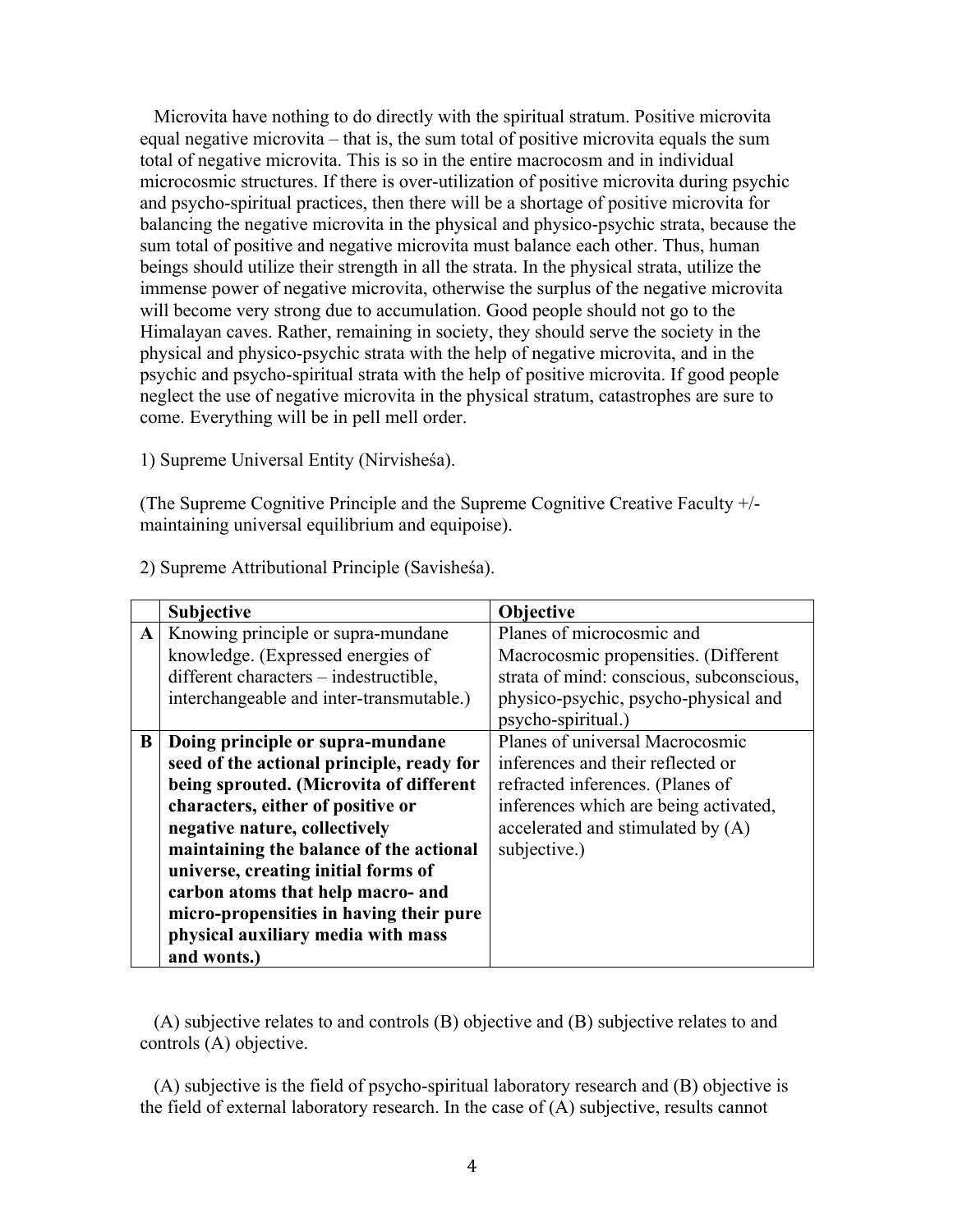Microvita have nothing to do directly with the spiritual stratum. Positive microvita equal negative microvita – that is, the sum total of positive microvita equals the sum total of negative microvita. This is so in the entire macrocosm and in individual microcosmic structures. If there is over-utilization of positive microvita during psychic and psycho-spiritual practices, then there will be a shortage of positive microvita for balancing the negative microvita in the physical and physico-psychic strata, because the sum total of positive and negative microvita must balance each other. Thus, human beings should utilize their strength in all the strata. In the physical strata, utilize the immense power of negative microvita, otherwise the surplus of the negative microvita will become very strong due to accumulation. Good people should not go to the Himalayan caves. Rather, remaining in society, they should serve the society in the physical and physico-psychic strata with the help of negative microvita, and in the psychic and psycho-spiritual strata with the help of positive microvita. If good people neglect the use of negative microvita in the physical stratum, catastrophes are sure to come. Everything will be in pell mell order.

1) Supreme Universal Entity (Nirvisheśa).

(The Supreme Cognitive Principle and the Supreme Cognitive Creative Faculty +/- maintaining universal equilibrium and equipoise).

2) Supreme Attributional Principle (Savisheśa).

| | **Subjective** | **Objective** |
|---|---|---|
| **A** | Knowing principle or supra-mundane knowledge. (Expressed energies of different characters – indestructible, interchangeable and inter-transmutable.) | Planes of microcosmic and Macrocosmic propensities. (Different strata of mind: conscious, subconscious, physico-psychic, psycho-physical and psycho-spiritual.) |
| **B** | **Doing principle or supra-mundane seed of the actional principle, ready for being sprouted. (Microvita of different characters, either of positive or negative nature, collectively maintaining the balance of the actional universe, creating initial forms of carbon atoms that help macro- and micro-propensities in having their pure physical auxiliary media with mass and wonts.)** | Planes of universal Macrocosmic inferences and their reflected or refracted inferences. (Planes of inferences which are being activated, accelerated and stimulated by (A) subjective.) |

(A) subjective relates to and controls (B) objective and (B) subjective relates to and controls (A) objective.

(A) subjective is the field of psycho-spiritual laboratory research and (B) objective is the field of external laboratory research. In the case of (A) subjective, results cannot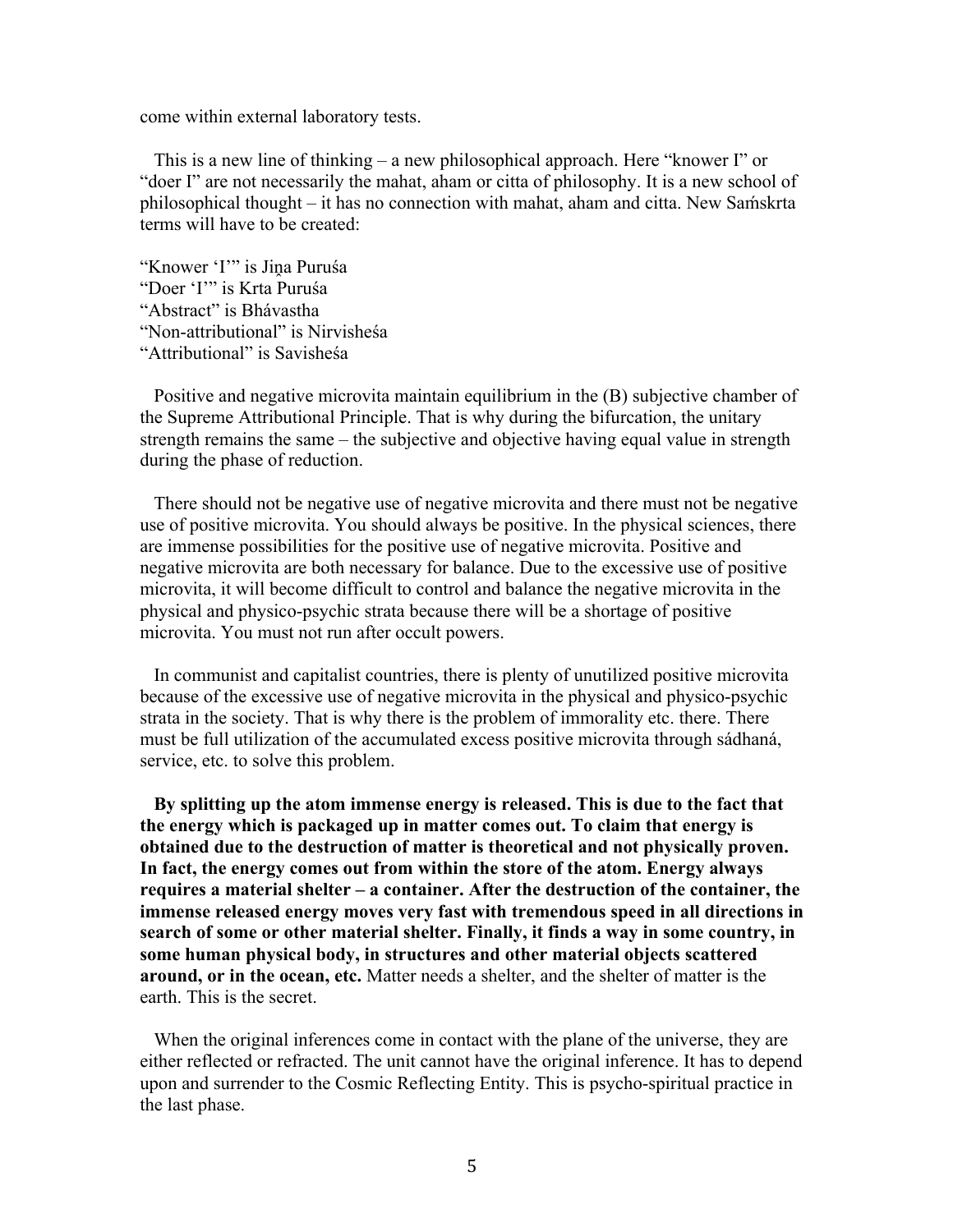come within external laboratory tests.

This is a new line of thinking – a new philosophical approach. Here "knower I" or "doer I" are not necessarily the mahat, aham or citta of philosophy. It is a new school of philosophical thought – it has no connection with mahat, aham and citta. New Saḿskrta terms will have to be created:

"Knower 'I'" is Jiṋa Puruśa
"Doer 'I'" is Krta Puruśa
"Abstract" is Bhávastha
"Non-attributional" is Nirvisheśa
"Attributional" is Savisheśa

Positive and negative microvita maintain equilibrium in the (B) subjective chamber of the Supreme Attributional Principle. That is why during the bifurcation, the unitary strength remains the same – the subjective and objective having equal value in strength during the phase of reduction.

There should not be negative use of negative microvita and there must not be negative use of positive microvita. You should always be positive. In the physical sciences, there are immense possibilities for the positive use of negative microvita. Positive and negative microvita are both necessary for balance. Due to the excessive use of positive microvita, it will become difficult to control and balance the negative microvita in the physical and physico-psychic strata because there will be a shortage of positive microvita. You must not run after occult powers.

In communist and capitalist countries, there is plenty of unutilized positive microvita because of the excessive use of negative microvita in the physical and physico-psychic strata in the society. That is why there is the problem of immorality etc. there. There must be full utilization of the accumulated excess positive microvita through sádhaná, service, etc. to solve this problem.

**By splitting up the atom immense energy is released. This is due to the fact that the energy which is packaged up in matter comes out. To claim that energy is obtained due to the destruction of matter is theoretical and not physically proven. In fact, the energy comes out from within the store of the atom. Energy always requires a material shelter – a container. After the destruction of the container, the immense released energy moves very fast with tremendous speed in all directions in search of some or other material shelter. Finally, it finds a way in some country, in some human physical body, in structures and other material objects scattered around, or in the ocean, etc.** Matter needs a shelter, and the shelter of matter is the earth. This is the secret.

When the original inferences come in contact with the plane of the universe, they are either reflected or refracted. The unit cannot have the original inference. It has to depend upon and surrender to the Cosmic Reflecting Entity. This is psycho-spiritual practice in the last phase.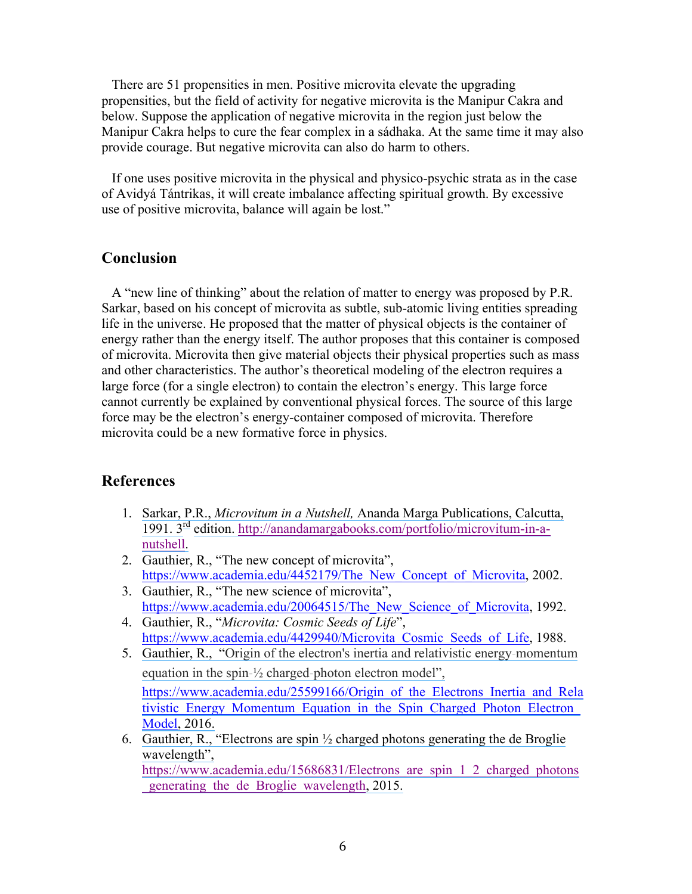There are 51 propensities in men. Positive microvita elevate the upgrading propensities, but the field of activity for negative microvita is the Manipur Cakra and below. Suppose the application of negative microvita in the region just below the Manipur Cakra helps to cure the fear complex in a sádhaka. At the same time it may also provide courage. But negative microvita can also do harm to others.

If one uses positive microvita in the physical and physico-psychic strata as in the case of Avidyá Tántrikas, it will create imbalance affecting spiritual growth. By excessive use of positive microvita, balance will again be lost."

## Conclusion

A "new line of thinking" about the relation of matter to energy was proposed by P.R. Sarkar, based on his concept of microvita as subtle, sub-atomic living entities spreading life in the universe. He proposed that the matter of physical objects is the container of energy rather than the energy itself. The author proposes that this container is composed of microvita. Microvita then give material objects their physical properties such as mass and other characteristics. The author's theoretical modeling of the electron requires a large force (for a single electron) to contain the electron's energy. This large force cannot currently be explained by conventional physical forces. The source of this large force may be the electron's energy-container composed of microvita. Therefore microvita could be a new formative force in physics.

## References

1. Sarkar, P.R., *Microvitum in a Nutshell,* Ananda Marga Publications, Calcutta, 1991. 3rd edition. http://anandamargabooks.com/portfolio/microvitum-in-a-nutshell.
2. Gauthier, R., "The new concept of microvita", https://www.academia.edu/4452179/The_New_Concept_of_Microvita, 2002.
3. Gauthier, R., "The new science of microvita", https://www.academia.edu/20064515/The_New_Science_of_Microvita, 1992.
4. Gauthier, R., "*Microvita: Cosmic Seeds of Life*", https://www.academia.edu/4429940/Microvita_Cosmic_Seeds_of_Life, 1988.
5. Gauthier, R., "Origin of the electron's inertia and relativistic energy-momentum equation in the spin-½ charged-photon electron model", https://www.academia.edu/25599166/Origin_of_the_Electrons_Inertia_and_Relativistic_Energy_Momentum_Equation_in_the_Spin_Charged_Photon_Electron_Model, 2016.
6. Gauthier, R., "Electrons are spin ½ charged photons generating the de Broglie wavelength", https://www.academia.edu/15686831/Electrons_are_spin_1_2_charged_photons_generating_the_de_Broglie_wavelength, 2015.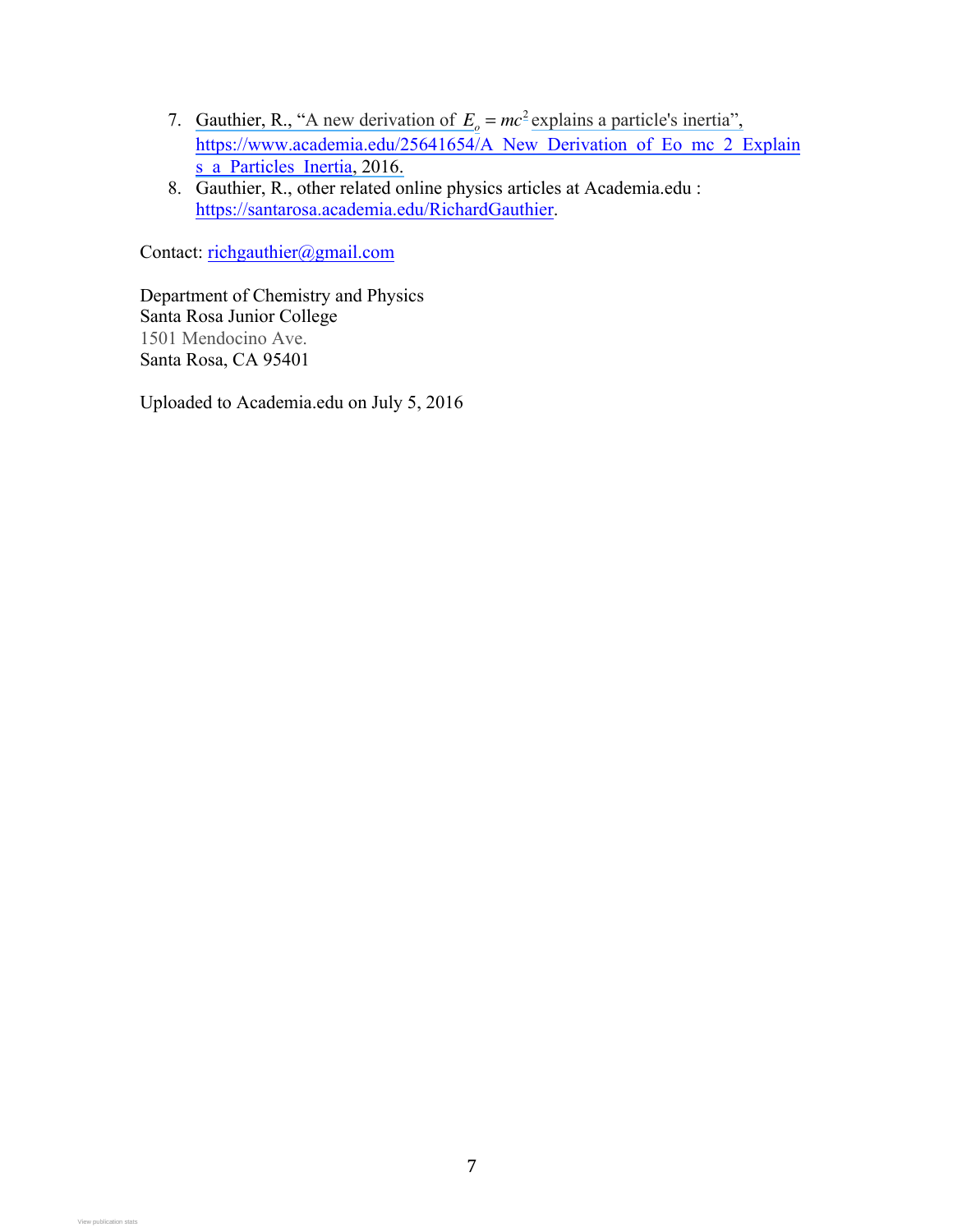7. Gauthier, R., "A new derivation of $E_o = mc^2$ explains a particle's inertia", https://www.academia.edu/25641654/A_New_Derivation_of_Eo_mc_2_Explains_a_Particles_Inertia, 2016.
8. Gauthier, R., other related online physics articles at Academia.edu : https://santarosa.academia.edu/RichardGauthier.

Contact: richgauthier@gmail.com

Department of Chemistry and Physics
Santa Rosa Junior College
1501 Mendocino Ave.
Santa Rosa, CA 95401

Uploaded to Academia.edu on July 5, 2016